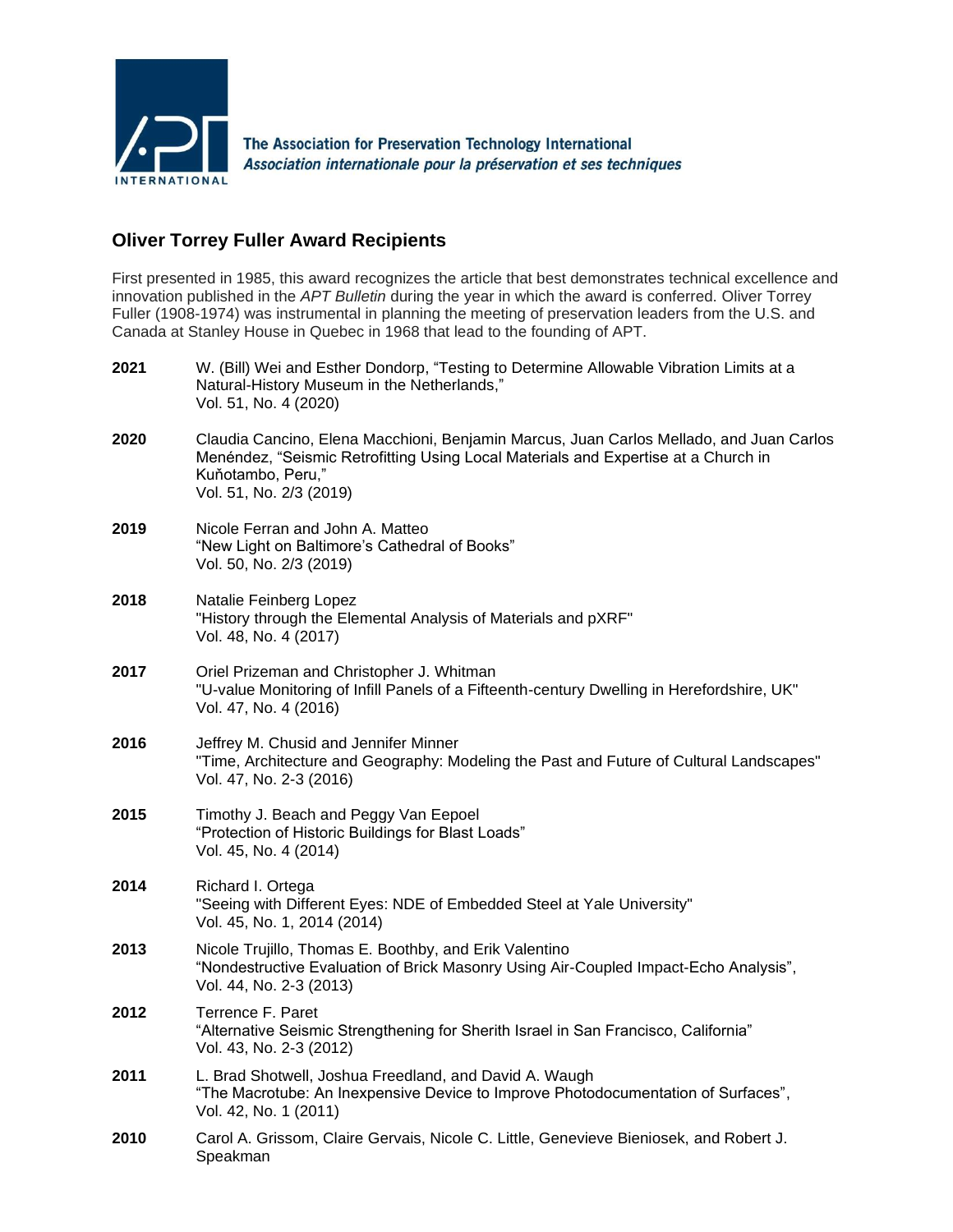The Association for Preservation Technology International
*Association internationale pour la préservation et ses techniques*

## Oliver Torrey Fuller Award Recipients

First presented in 1985, this award recognizes the article that best demonstrates technical excellence and innovation published in the *APT Bulletin* during the year in which the award is conferred. Oliver Torrey Fuller (1908-1974) was instrumental in planning the meeting of preservation leaders from the U.S. and Canada at Stanley House in Quebec in 1968 that lead to the founding of APT.

**2021** W. (Bill) Wei and Esther Dondorp, "Testing to Determine Allowable Vibration Limits at a Natural-History Museum in the Netherlands,"
Vol. 51, No. 4 (2020)

**2020** Claudia Cancino, Elena Macchioni, Benjamin Marcus, Juan Carlos Mellado, and Juan Carlos Menéndez, "Seismic Retrofitting Using Local Materials and Expertise at a Church in Kuňotambo, Peru,"
Vol. 51, No. 2/3 (2019)

**2019** Nicole Ferran and John A. Matteo
"New Light on Baltimore's Cathedral of Books"
Vol. 50, No. 2/3 (2019)

**2018** Natalie Feinberg Lopez
"History through the Elemental Analysis of Materials and pXRF"
Vol. 48, No. 4 (2017)

**2017** Oriel Prizeman and Christopher J. Whitman
"U-value Monitoring of Infill Panels of a Fifteenth-century Dwelling in Herefordshire, UK"
Vol. 47, No. 4 (2016)

**2016** Jeffrey M. Chusid and Jennifer Minner
"Time, Architecture and Geography: Modeling the Past and Future of Cultural Landscapes"
Vol. 47, No. 2-3 (2016)

**2015** Timothy J. Beach and Peggy Van Eepoel
"Protection of Historic Buildings for Blast Loads"
Vol. 45, No. 4 (2014)

**2014** Richard I. Ortega
"Seeing with Different Eyes: NDE of Embedded Steel at Yale University"
Vol. 45, No. 1, 2014 (2014)

**2013** Nicole Trujillo, Thomas E. Boothby, and Erik Valentino
"Nondestructive Evaluation of Brick Masonry Using Air-Coupled Impact-Echo Analysis",
Vol. 44, No. 2-3 (2013)

**2012** Terrence F. Paret
"Alternative Seismic Strengthening for Sherith Israel in San Francisco, California"
Vol. 43, No. 2-3 (2012)

**2011** L. Brad Shotwell, Joshua Freedland, and David A. Waugh
"The Macrotube: An Inexpensive Device to Improve Photodocumentation of Surfaces",
Vol. 42, No. 1 (2011)

**2010** Carol A. Grissom, Claire Gervais, Nicole C. Little, Genevieve Bieniosek, and Robert J. Speakman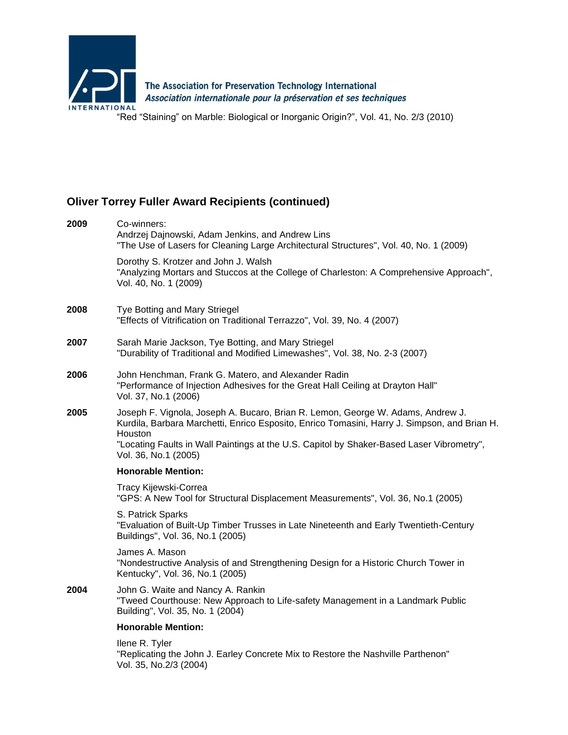“Red “Staining” on Marble: Biological or Inorganic Origin?”, Vol. 41, No. 2/3 (2010)

## Oliver Torrey Fuller Award Recipients (continued)

**2009** Co-winners:
Andrzej Dajnowski, Adam Jenkins, and Andrew Lins
"The Use of Lasers for Cleaning Large Architectural Structures", Vol. 40, No. 1 (2009)

Dorothy S. Krotzer and John J. Walsh
"Analyzing Mortars and Stuccos at the College of Charleston: A Comprehensive Approach", Vol. 40, No. 1 (2009)

**2008** Tye Botting and Mary Striegel
"Effects of Vitrification on Traditional Terrazzo", Vol. 39, No. 4 (2007)

**2007** Sarah Marie Jackson, Tye Botting, and Mary Striegel
"Durability of Traditional and Modified Limewashes", Vol. 38, No. 2-3 (2007)

**2006** John Henchman, Frank G. Matero, and Alexander Radin
"Performance of Injection Adhesives for the Great Hall Ceiling at Drayton Hall"
Vol. 37, No.1 (2006)

**2005** Joseph F. Vignola, Joseph A. Bucaro, Brian R. Lemon, George W. Adams, Andrew J. Kurdila, Barbara Marchetti, Enrico Esposito, Enrico Tomasini, Harry J. Simpson, and Brian H. Houston
"Locating Faults in Wall Paintings at the U.S. Capitol by Shaker-Based Laser Vibrometry", Vol. 36, No.1 (2005)

**Honorable Mention:**

Tracy Kijewski-Correa
"GPS: A New Tool for Structural Displacement Measurements", Vol. 36, No.1 (2005)

S. Patrick Sparks
"Evaluation of Built-Up Timber Trusses in Late Nineteenth and Early Twentieth-Century Buildings", Vol. 36, No.1 (2005)

James A. Mason
"Nondestructive Analysis of and Strengthening Design for a Historic Church Tower in Kentucky", Vol. 36, No.1 (2005)

**2004** John G. Waite and Nancy A. Rankin
"Tweed Courthouse: New Approach to Life-safety Management in a Landmark Public Building", Vol. 35, No. 1 (2004)

**Honorable Mention:**

Ilene R. Tyler
"Replicating the John J. Earley Concrete Mix to Restore the Nashville Parthenon"
Vol. 35, No.2/3 (2004)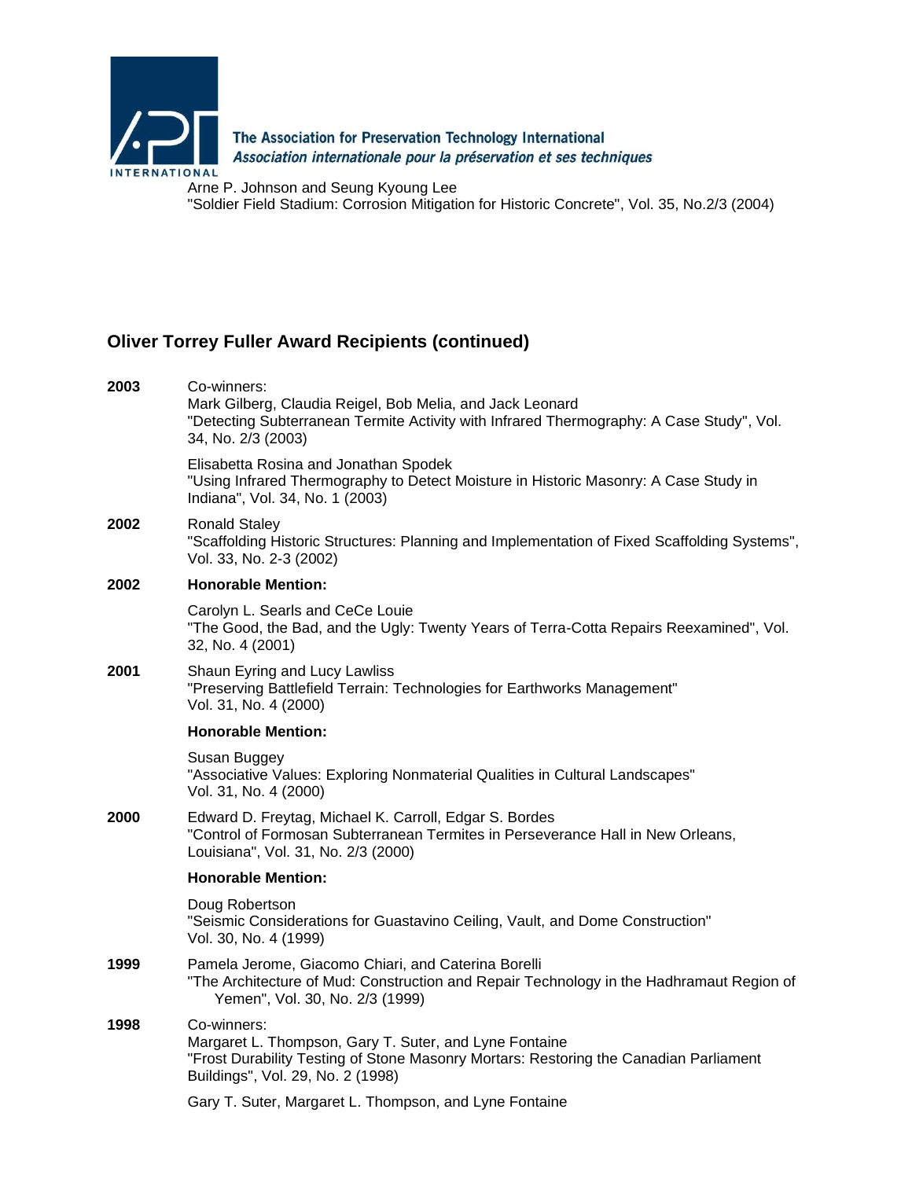Arne P. Johnson and Seung Kyoung Lee
"Soldier Field Stadium: Corrosion Mitigation for Historic Concrete", Vol. 35, No.2/3 (2004)

## Oliver Torrey Fuller Award Recipients (continued)

**2003** Co-winners:
Mark Gilberg, Claudia Reigel, Bob Melia, and Jack Leonard
"Detecting Subterranean Termite Activity with Infrared Thermography: A Case Study", Vol. 34, No. 2/3 (2003)

Elisabetta Rosina and Jonathan Spodek
"Using Infrared Thermography to Detect Moisture in Historic Masonry: A Case Study in Indiana", Vol. 34, No. 1 (2003)

**2002** Ronald Staley
"Scaffolding Historic Structures: Planning and Implementation of Fixed Scaffolding Systems", Vol. 33, No. 2-3 (2002)

**2002** **Honorable Mention:**

Carolyn L. Searls and CeCe Louie
"The Good, the Bad, and the Ugly: Twenty Years of Terra-Cotta Repairs Reexamined", Vol. 32, No. 4 (2001)

**2001** Shaun Eyring and Lucy Lawliss
"Preserving Battlefield Terrain: Technologies for Earthworks Management"
Vol. 31, No. 4 (2000)

**Honorable Mention:**

Susan Buggey
"Associative Values: Exploring Nonmaterial Qualities in Cultural Landscapes"
Vol. 31, No. 4 (2000)

**2000** Edward D. Freytag, Michael K. Carroll, Edgar S. Bordes
"Control of Formosan Subterranean Termites in Perseverance Hall in New Orleans, Louisiana", Vol. 31, No. 2/3 (2000)

**Honorable Mention:**

Doug Robertson
"Seismic Considerations for Guastavino Ceiling, Vault, and Dome Construction"
Vol. 30, No. 4 (1999)

**1999** Pamela Jerome, Giacomo Chiari, and Caterina Borelli
"The Architecture of Mud: Construction and Repair Technology in the Hadhramaut Region of Yemen", Vol. 30, No. 2/3 (1999)

**1998** Co-winners:
Margaret L. Thompson, Gary T. Suter, and Lyne Fontaine
"Frost Durability Testing of Stone Masonry Mortars: Restoring the Canadian Parliament Buildings", Vol. 29, No. 2 (1998)

Gary T. Suter, Margaret L. Thompson, and Lyne Fontaine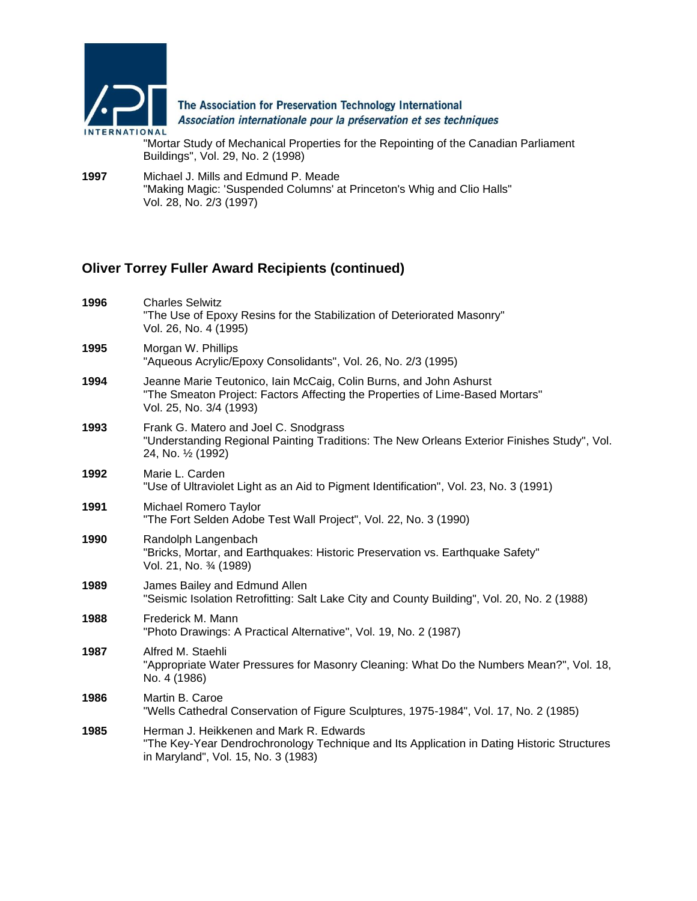"Mortar Study of Mechanical Properties for the Repointing of the Canadian Parliament Buildings", Vol. 29, No. 2 (1998)

**1997** Michael J. Mills and Edmund P. Meade
"Making Magic: 'Suspended Columns' at Princeton's Whig and Clio Halls"
Vol. 28, No. 2/3 (1997)

## Oliver Torrey Fuller Award Recipients (continued)

**1996** Charles Selwitz
"The Use of Epoxy Resins for the Stabilization of Deteriorated Masonry"
Vol. 26, No. 4 (1995)

**1995** Morgan W. Phillips
"Aqueous Acrylic/Epoxy Consolidants", Vol. 26, No. 2/3 (1995)

**1994** Jeanne Marie Teutonico, Iain McCaig, Colin Burns, and John Ashurst
"The Smeaton Project: Factors Affecting the Properties of Lime-Based Mortars"
Vol. 25, No. 3/4 (1993)

**1993** Frank G. Matero and Joel C. Snodgrass
"Understanding Regional Painting Traditions: The New Orleans Exterior Finishes Study", Vol. 24, No. ½ (1992)

**1992** Marie L. Carden
"Use of Ultraviolet Light as an Aid to Pigment Identification", Vol. 23, No. 3 (1991)

**1991** Michael Romero Taylor
"The Fort Selden Adobe Test Wall Project", Vol. 22, No. 3 (1990)

**1990** Randolph Langenbach
"Bricks, Mortar, and Earthquakes: Historic Preservation vs. Earthquake Safety"
Vol. 21, No. ¾ (1989)

**1989** James Bailey and Edmund Allen
"Seismic Isolation Retrofitting: Salt Lake City and County Building", Vol. 20, No. 2 (1988)

**1988** Frederick M. Mann
"Photo Drawings: A Practical Alternative", Vol. 19, No. 2 (1987)

**1987** Alfred M. Staehli
"Appropriate Water Pressures for Masonry Cleaning: What Do the Numbers Mean?", Vol. 18, No. 4 (1986)

**1986** Martin B. Caroe
"Wells Cathedral Conservation of Figure Sculptures, 1975-1984", Vol. 17, No. 2 (1985)

**1985** Herman J. Heikkenen and Mark R. Edwards
"The Key-Year Dendrochronology Technique and Its Application in Dating Historic Structures in Maryland", Vol. 15, No. 3 (1983)